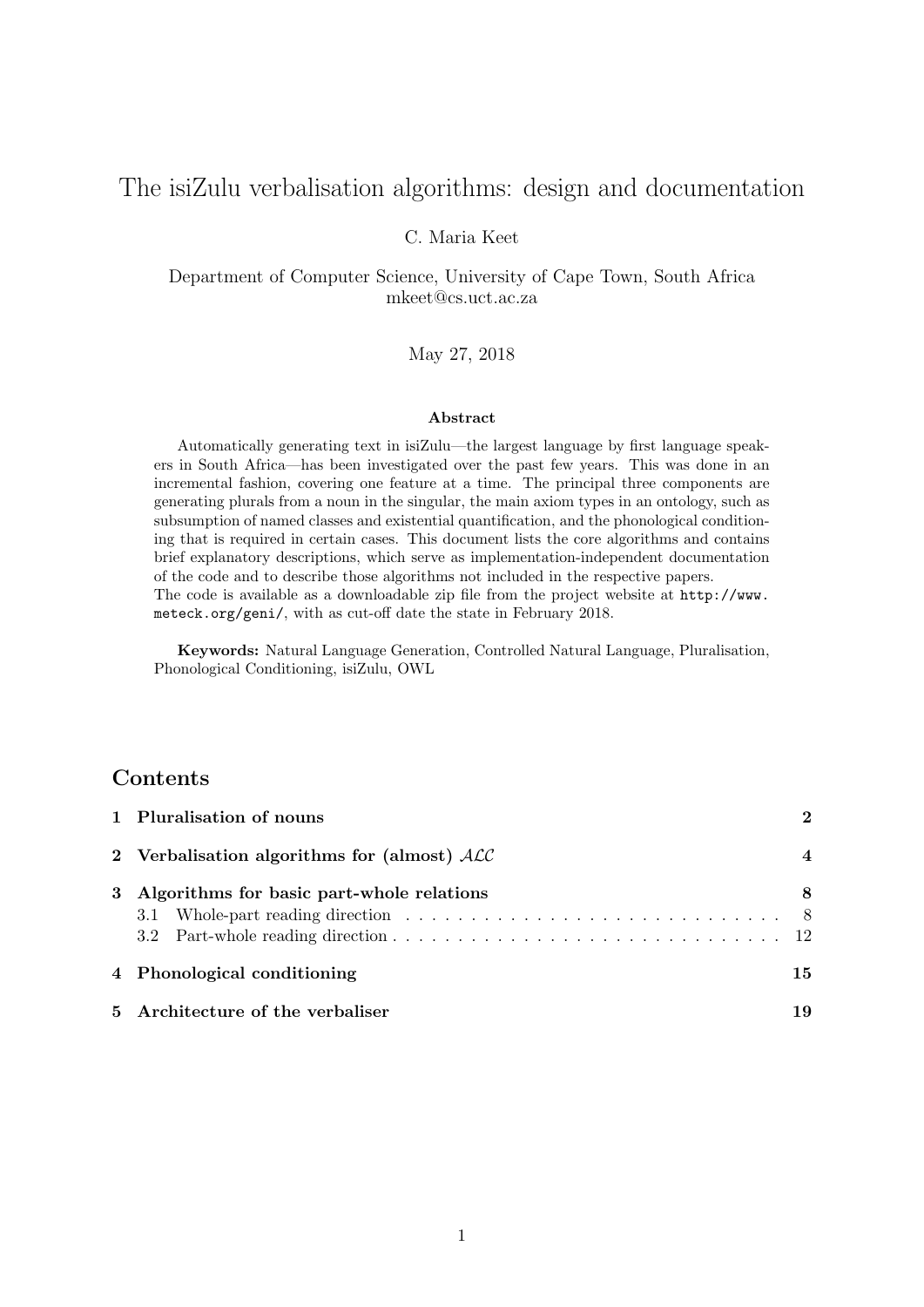# The isiZulu verbalisation algorithms: design and documentation

C. Maria Keet

Department of Computer Science, University of Cape Town, South Africa
mkeet@cs.uct.ac.za

May 27, 2018

### Abstract

Automatically generating text in isiZulu—the largest language by first language speakers in South Africa—has been investigated over the past few years. This was done in an incremental fashion, covering one feature at a time. The principal three components are generating plurals from a noun in the singular, the main axiom types in an ontology, such as subsumption of named classes and existential quantification, and the phonological conditioning that is required in certain cases. This document lists the core algorithms and contains brief explanatory descriptions, which serve as implementation-independent documentation of the code and to describe those algorithms not included in the respective papers.
The code is available as a downloadable zip file from the project website at http://www.meteck.org/geni/, with as cut-off date the state in February 2018.

**Keywords:** Natural Language Generation, Controlled Natural Language, Pluralisation, Phonological Conditioning, isiZulu, OWL

## Contents

| | | |
|---|---|---|
| **1** | **Pluralisation of nouns** | **2** |
| **2** | **Verbalisation algorithms for (almost) $\mathcal{ALC}$** | **4** |
| **3** | **Algorithms for basic part-whole relations** | **8** |
| 3.1 | Whole-part reading direction | 8 |
| 3.2 | Part-whole reading direction | 12 |
| **4** | **Phonological conditioning** | **15** |
| **5** | **Architecture of the verbaliser** | **19** |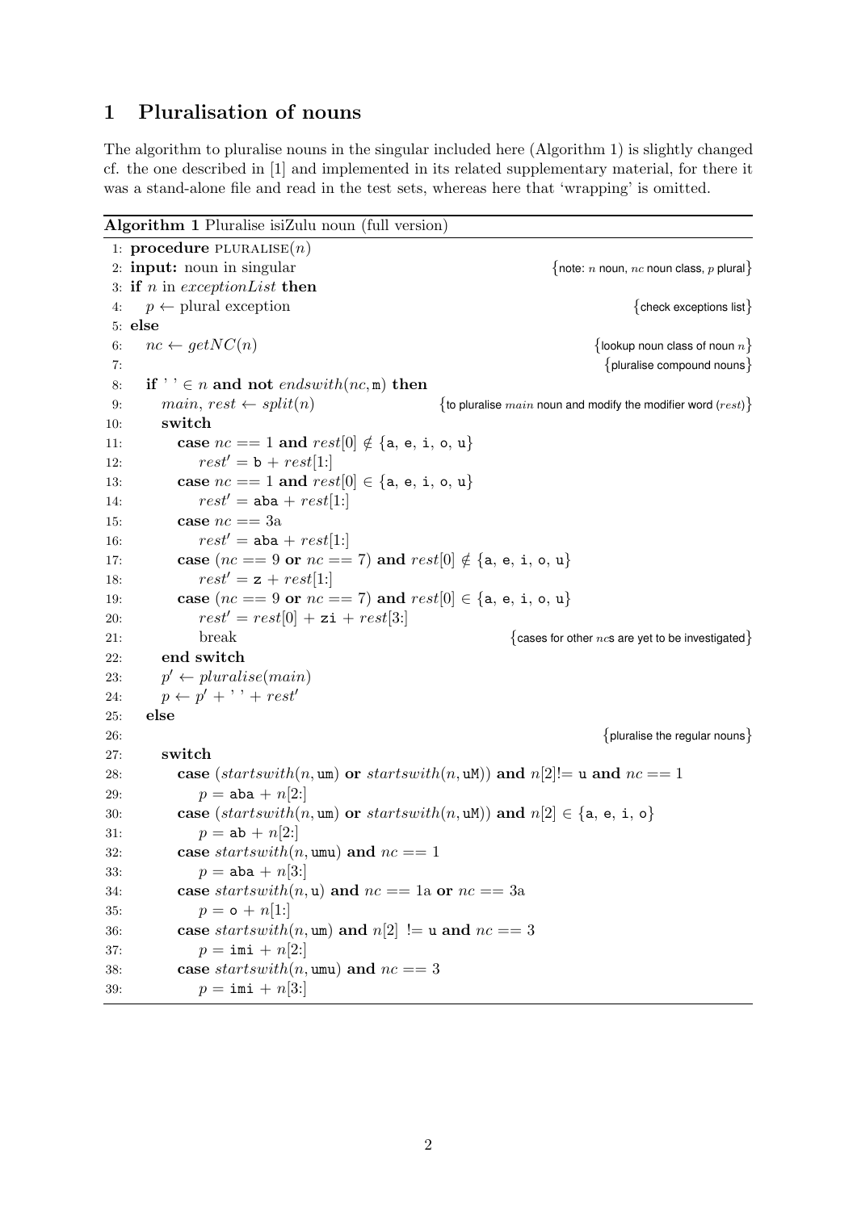# 1 Pluralisation of nouns

The algorithm to pluralise nouns in the singular included here (Algorithm 1) is slightly changed cf. the one described in [1] and implemented in its related supplementary material, for there it was a stand-alone file and read in the test sets, whereas here that 'wrapping' is omitted.

**Algorithm 1** Pluralise isiZulu noun (full version)

```
 1: procedure PLURALISE(n)
 2: input: noun in singular                         {note: n noun, nc noun class, p plural}
 3: if n in exceptionList then
 4:     p ← plural exception                                   {check exceptions list}
 5: else
 6:     nc ← getNC(n)                                      {lookup noun class of noun n}
 7:                                                          {pluralise compound nouns}
 8:     if ' ' ∈ n and not endswith(nc, m) then
 9:         main, rest ← split(n)  {to pluralise main noun and modify the modifier word (rest)}
10:         switch
11:             case nc == 1 and rest[0] ∉ {a, e, i, o, u}
12:                 rest′ = b + rest[1:]
13:             case nc == 1 and rest[0] ∈ {a, e, i, o, u}
14:                 rest′ = aba + rest[1:]
15:             case nc == 3a
16:                 rest′ = aba + rest[1:]
17:             case (nc == 9 or nc == 7) and rest[0] ∉ {a, e, i, o, u}
18:                 rest′ = z + rest[1:]
19:             case (nc == 9 or nc == 7) and rest[0] ∈ {a, e, i, o, u}
20:                 rest′ = rest[0] + zi + rest[3:]
21:                 break                    {cases for other ncs are yet to be investigated}
22:         end switch
23:         p′ ← pluralise(main)
24:         p ← p′ + ' ' + rest′
25:     else
26:                                                           {pluralise the regular nouns}
27:         switch
28:             case (startswith(n, um) or startswith(n, uM)) and n[2]!= u and nc == 1
29:                 p = aba + n[2:]
30:             case (startswith(n, um) or startswith(n, uM)) and n[2] ∈ {a, e, i, o}
31:                 p = ab + n[2:]
32:             case startswith(n, umu) and nc == 1
33:                 p = aba + n[3:]
34:             case startswith(n, u) and nc == 1a or nc == 3a
35:                 p = o + n[1:]
36:             case startswith(n, um) and n[2] != u and nc == 3
37:                 p = imi + n[2:]
38:             case startswith(n, umu) and nc == 3
39:                 p = imi + n[3:]
```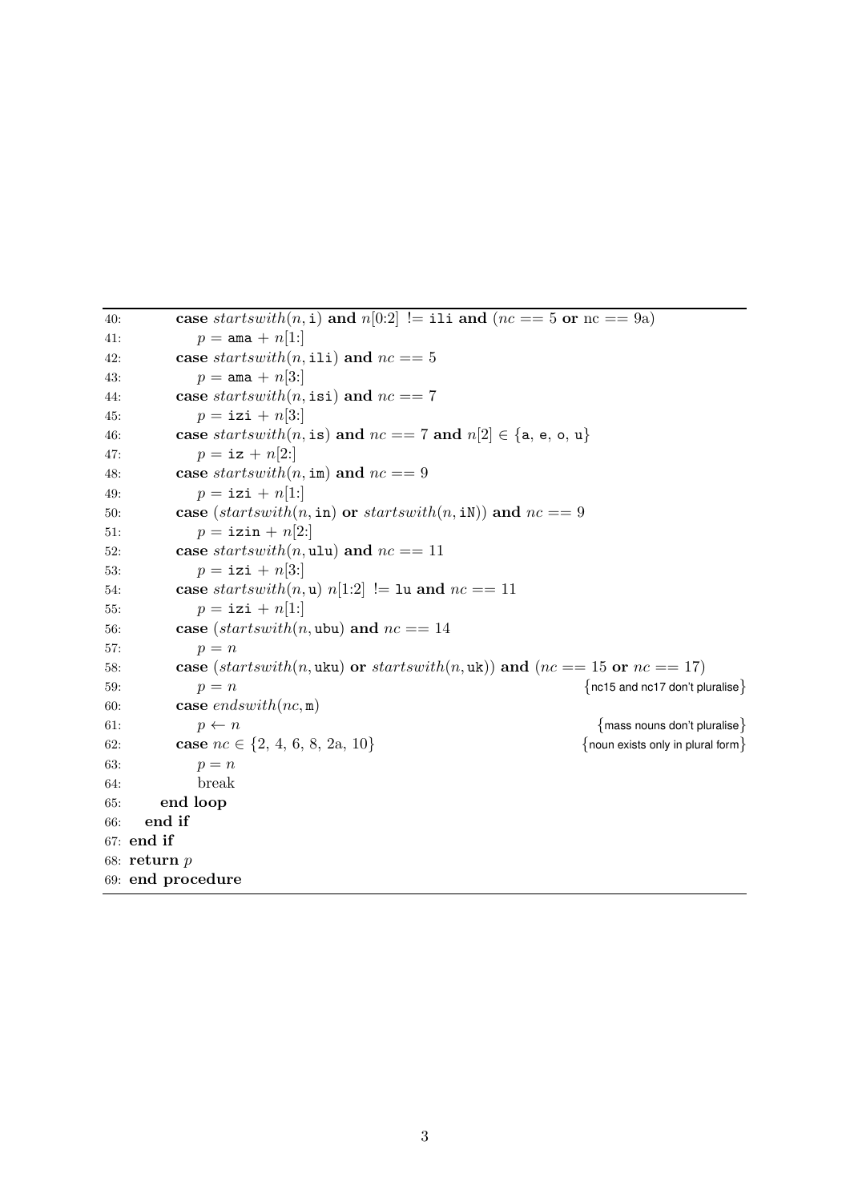```
40:        case startswith(n, i) and n[0:2] != ili and (nc == 5 or nc == 9a)
41:            p = ama + n[1:]
42:        case startswith(n, ili) and nc == 5
43:            p = ama + n[3:]
44:        case startswith(n, isi) and nc == 7
45:            p = izi + n[3:]
46:        case startswith(n, is) and nc == 7 and n[2] ∈ {a, e, o, u}
47:            p = iz + n[2:]
48:        case startswith(n, im) and nc == 9
49:            p = izi + n[1:]
50:        case (startswith(n, in) or startswith(n, iN)) and nc == 9
51:            p = izin + n[2:]
52:        case startswith(n, ulu) and nc == 11
53:            p = izi + n[3:]
54:        case startswith(n, u) n[1:2] != lu and nc == 11
55:            p = izi + n[1:]
56:        case (startswith(n, ubu) and nc == 14
57:            p = n
58:        case (startswith(n, uku) or startswith(n, uk)) and (nc == 15 or nc == 17)
59:            p = n                                    {nc15 and nc17 don't pluralise}
60:        case endswith(nc, m)
61:            p ← n                                    {mass nouns don't pluralise}
62:        case nc ∈ {2, 4, 6, 8, 2a, 10}               {noun exists only in plural form}
63:            p = n
64:            break
65:      end loop
66:    end if
67: end if
68: return p
69: end procedure
```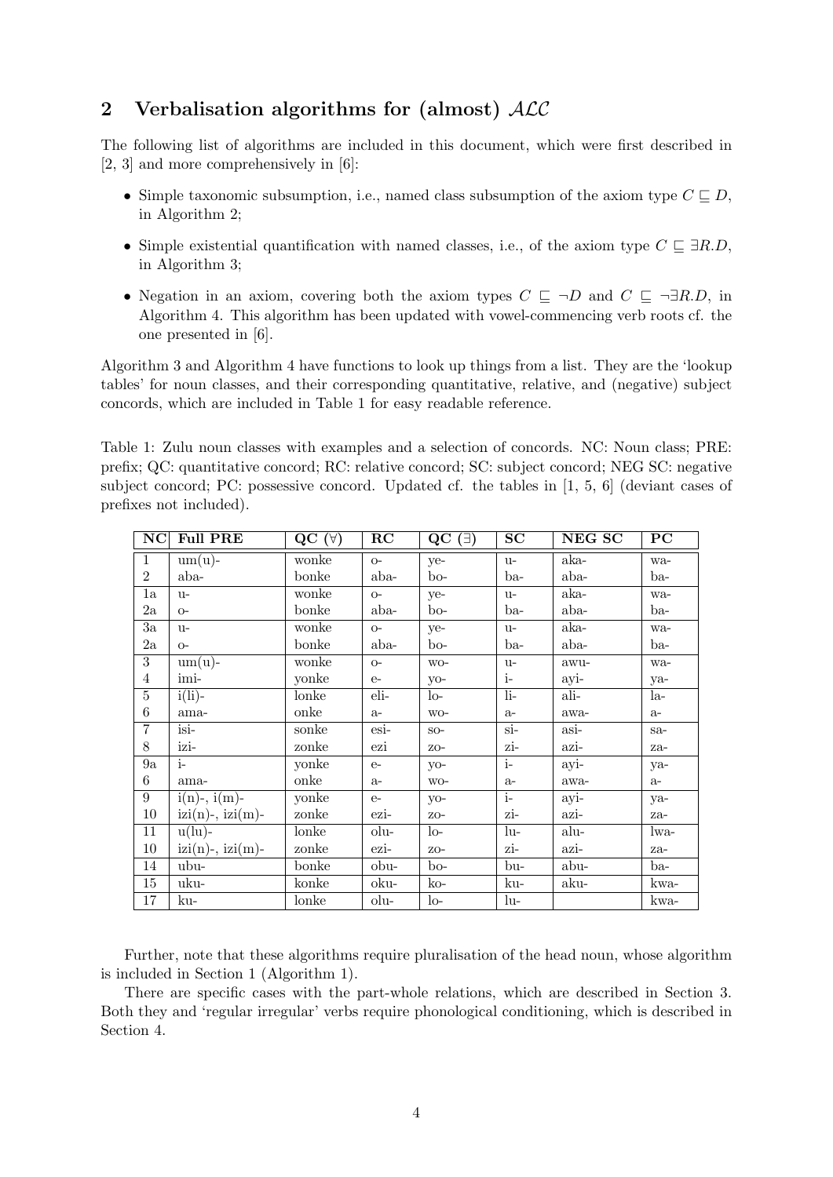## 2 Verbalisation algorithms for (almost) $\mathcal{ALC}$

The following list of algorithms are included in this document, which were first described in [2, 3] and more comprehensively in [6]:

- Simple taxonomic subsumption, i.e., named class subsumption of the axiom type $C \sqsubseteq D$, in Algorithm 2;
- Simple existential quantification with named classes, i.e., of the axiom type $C \sqsubseteq \exists R.D$, in Algorithm 3;
- Negation in an axiom, covering both the axiom types $C \sqsubseteq \neg D$ and $C \sqsubseteq \neg \exists R.D$, in Algorithm 4. This algorithm has been updated with vowel-commencing verb roots cf. the one presented in [6].

Algorithm 3 and Algorithm 4 have functions to look up things from a list. They are the 'lookup tables' for noun classes, and their corresponding quantitative, relative, and (negative) subject concords, which are included in Table 1 for easy readable reference.

Table 1: Zulu noun classes with examples and a selection of concords. NC: Noun class; PRE: prefix; QC: quantitative concord; RC: relative concord; SC: subject concord; NEG SC: negative subject concord; PC: possessive concord. Updated cf. the tables in [1, 5, 6] (deviant cases of prefixes not included).

| NC | Full PRE | QC (∀) | RC | QC (∃) | SC | NEG SC | PC |
|---|---|---|---|---|---|---|---|
| 1 | um(u)- | wonke | o- | ye- | u- | aka- | wa- |
| 2 | aba- | bonke | aba- | bo- | ba- | aba- | ba- |
| 1a | u- | wonke | o- | ye- | u- | aka- | wa- |
| 2a | o- | bonke | aba- | bo- | ba- | aba- | ba- |
| 3a | u- | wonke | o- | ye- | u- | aka- | wa- |
| 2a | o- | bonke | aba- | bo- | ba- | aba- | ba- |
| 3 | um(u)- | wonke | o- | wo- | u- | awu- | wa- |
| 4 | imi- | yonke | e- | yo- | i- | ayi- | ya- |
| 5 | i(li)- | lonke | eli- | lo- | li- | ali- | la- |
| 6 | ama- | onke | a- | wo- | a- | awa- | a- |
| 7 | isi- | sonke | esi- | so- | si- | asi- | sa- |
| 8 | izi- | zonke | ezi | zo- | zi- | azi- | za- |
| 9a | i- | yonke | e- | yo- | i- | ayi- | ya- |
| 6 | ama- | onke | a- | wo- | a- | awa- | a- |
| 9 | i(n)-, i(m)- | yonke | e- | yo- | i- | ayi- | ya- |
| 10 | izi(n)-, izi(m)- | zonke | ezi- | zo- | zi- | azi- | za- |
| 11 | u(lu)- | lonke | olu- | lo- | lu- | alu- | lwa- |
| 10 | izi(n)-, izi(m)- | zonke | ezi- | zo- | zi- | azi- | za- |
| 14 | ubu- | bonke | obu- | bo- | bu- | abu- | ba- |
| 15 | uku- | konke | oku- | ko- | ku- | aku- | kwa- |
| 17 | ku- | lonke | olu- | lo- | lu- | | kwa- |

Further, note that these algorithms require pluralisation of the head noun, whose algorithm is included in Section 1 (Algorithm 1).

There are specific cases with the part-whole relations, which are described in Section 3. Both they and 'regular irregular' verbs require phonological conditioning, which is described in Section 4.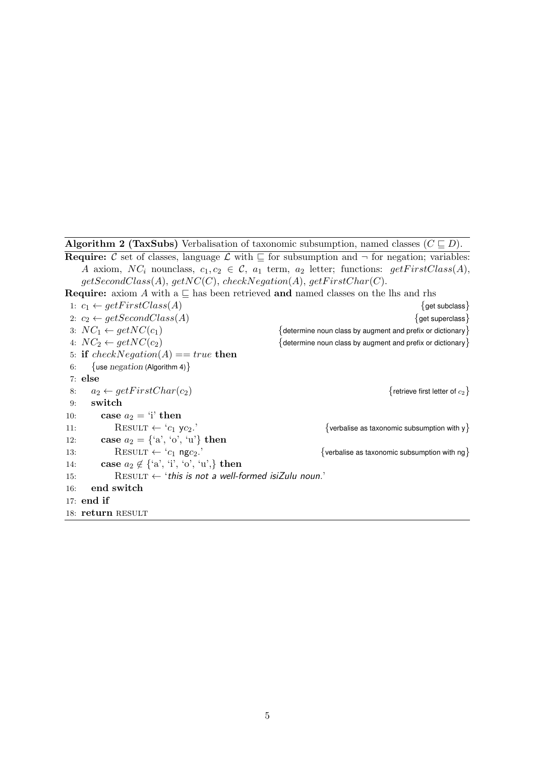**Algorithm 2 (TaxSubs)** Verbalisation of taxonomic subsumption, named classes ($C \sqsubseteq D$).

**Require:** $\mathcal{C}$ set of classes, language $\mathcal{L}$ with $\sqsubseteq$ for subsumption and $\neg$ for negation; variables: $A$ axiom, $NC_i$ nounclass, $c_1, c_2 \in \mathcal{C}$, $a_1$ term, $a_2$ letter; functions: $getFirstClass(A)$, $getSecondClass(A)$, $getNC(C)$, $checkNegation(A)$, $getFirstChar(C)$.

**Require:** axiom $A$ with a $\sqsubseteq$ has been retrieved **and** named classes on the lhs and rhs

```
1:  c1 ← getFirstClass(A)                               {get subclass}
2:  c2 ← getSecondClass(A)                              {get superclass}
3:  NC1 ← getNC(c1)          {determine noun class by augment and prefix or dictionary}
4:  NC2 ← getNC(c2)          {determine noun class by augment and prefix or dictionary}
5:  if checkNegation(A) == true then
6:      {use negation (Algorithm 4)}
7:  else
8:      a2 ← getFirstChar(c2)                           {retrieve first letter of c2}
9:      switch
10:         case a2 = 'i' then
11:             RESULT ← 'c1 yc2.'          {verbalise as taxonomic subsumption with y}
12:         case a2 = {'a', 'o', 'u'} then
13:             RESULT ← 'c1 ngc2.'         {verbalise as taxonomic subsumption with ng}
14:         case a2 ∉ {'a', 'i', 'o', 'u',} then
15:             RESULT ← 'this is not a well-formed isiZulu noun.'
16:     end switch
17: end if
18: return RESULT
```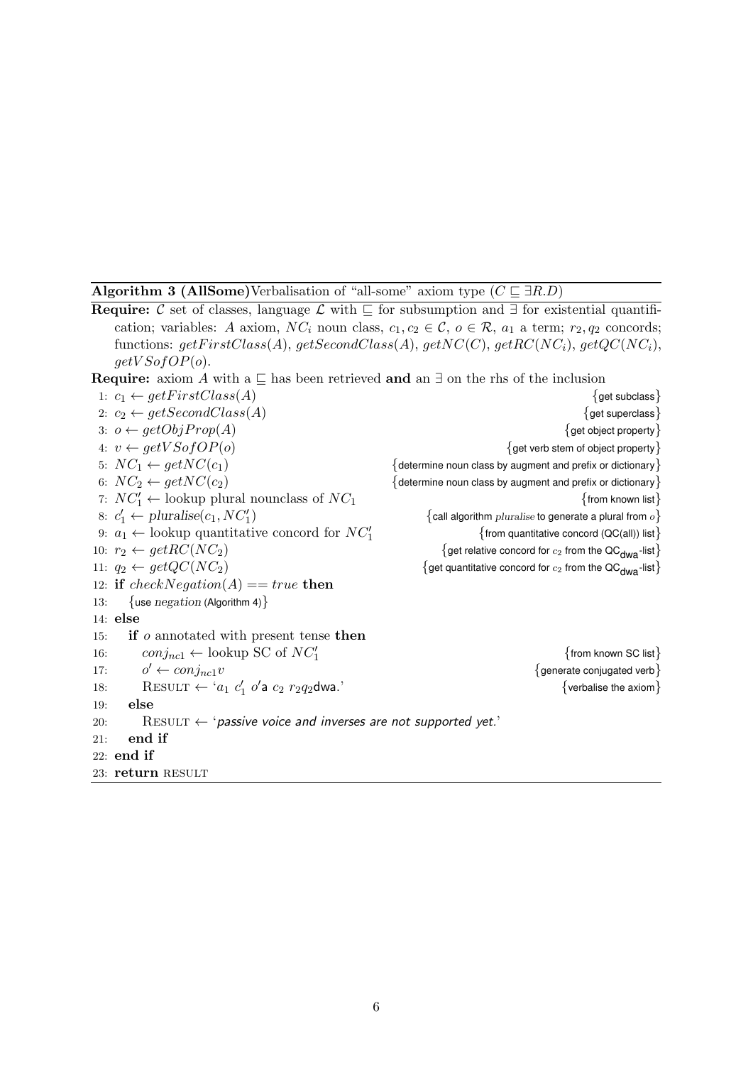**Algorithm 3 (AllSome)** Verbalisation of "all-some" axiom type ($C \sqsubseteq \exists R.D$)

**Require:** $\mathcal{C}$ set of classes, language $\mathcal{L}$ with $\sqsubseteq$ for subsumption and $\exists$ for existential quantification; variables: $A$ axiom, $NC_i$ noun class, $c_1, c_2 \in \mathcal{C}$, $o \in \mathcal{R}$, $a_1$ a term; $r_2, q_2$ concords; functions: $getFirstClass(A)$, $getSecondClass(A)$, $getNC(C)$, $getRC(NC_i)$, $getQC(NC_i)$, $getVSofOP(o)$.

**Require:** axiom $A$ with a $\sqsubseteq$ has been retrieved **and** an $\exists$ on the rhs of the inclusion

```
1:  c1 ← getFirstClass(A)                          {get subclass}
2:  c2 ← getSecondClass(A)                         {get superclass}
3:  o ← getObjProp(A)                              {get object property}
4:  v ← getVSofOP(o)                               {get verb stem of object property}
5:  NC1 ← getNC(c1)                                {determine noun class by augment and prefix or dictionary}
6:  NC2 ← getNC(c2)                                {determine noun class by augment and prefix or dictionary}
7:  NC'1 ← lookup plural nounclass of NC1          {from known list}
8:  c'1 ← pluralise(c1, NC'1)                      {call algorithm pluralise to generate a plural from o}
9:  a1 ← lookup quantitative concord for NC'1      {from quantitative concord (QC(all)) list}
10: r2 ← getRC(NC2)                                {get relative concord for c2 from the QC_dwa-list}
11: q2 ← getQC(NC2)                                {get quantitative concord for c2 from the QC_dwa-list}
12: if checkNegation(A) == true then
13:     {use negation (Algorithm 4)}
14: else
15:     if o annotated with present tense then
16:         conj_nc1 ← lookup SC of NC'1           {from known SC list}
17:         o' ← conj_nc1 v                        {generate conjugated verb}
18:         RESULT ← 'a1 c'1 o'a c2 r2q2dwa.'      {verbalise the axiom}
19:     else
20:         RESULT ← 'passive voice and inverses are not supported yet.'
21:     end if
22: end if
23: return RESULT
```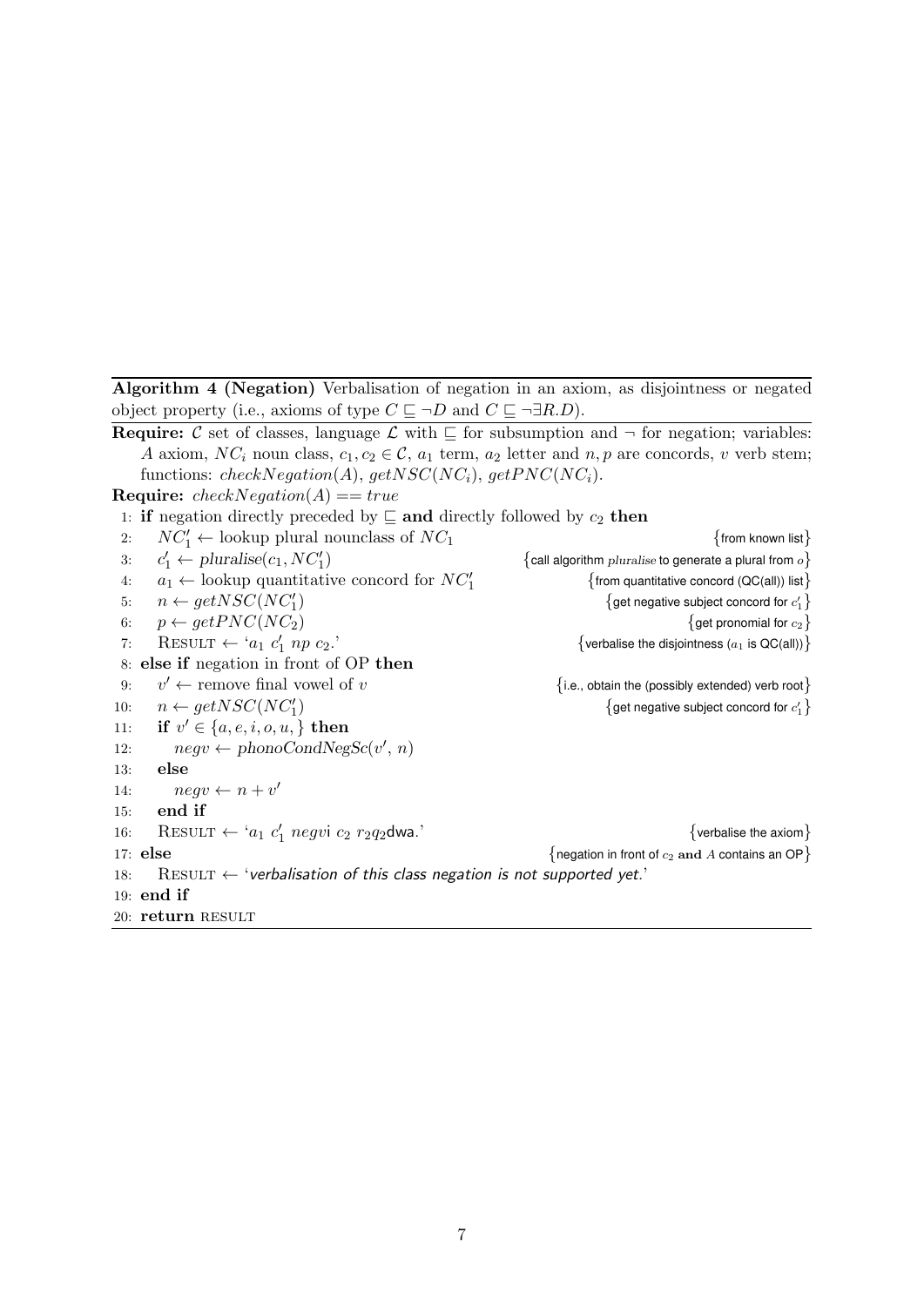**Algorithm 4 (Negation)** Verbalisation of negation in an axiom, as disjointness or negated object property (i.e., axioms of type $C \sqsubseteq \neg D$ and $C \sqsubseteq \neg \exists R.D$).

**Require:** $\mathcal{C}$ set of classes, language $\mathcal{L}$ with $\sqsubseteq$ for subsumption and $\neg$ for negation; variables: $A$ axiom, $NC_i$ noun class, $c_1, c_2 \in \mathcal{C}$, $a_1$ term, $a_2$ letter and $n, p$ are concords, $v$ verb stem; functions: $checkNegation(A)$, $getNSC(NC_i)$, $getPNC(NC_i)$.

**Require:** $checkNegation(A) == true$

```
1: if negation directly preceded by ⊑ and directly followed by c2 then
2:     NC'1 ← lookup plural nounclass of NC1                    {from known list}
3:     c'1 ← pluralise(c1, NC'1)              {call algorithm pluralise to generate a plural from o}
4:     a1 ← lookup quantitative concord for NC'1      {from quantitative concord (QC(all)) list}
5:     n ← getNSC(NC'1)                              {get negative subject concord for c'1}
6:     p ← getPNC(NC2)                                          {get pronomial for c2}
7:     RESULT ← 'a1 c'1 np c2.'                   {verbalise the disjointness (a1 is QC(all))}
8: else if negation in front of OP then
9:     v' ← remove final vowel of v              {i.e., obtain the (possibly extended) verb root}
10:    n ← getNSC(NC'1)                              {get negative subject concord for c'1}
11:    if v' ∈ {a, e, i, o, u, } then
12:        negv ← phonoCondNegSc(v', n)
13:    else
14:        negv ← n + v'
15:    end if
16:    RESULT ← 'a1 c'1 negvi c2 r2q2dwa.'                          {verbalise the axiom}
17: else                                   {negation in front of c2 and A contains an OP}
18:    RESULT ← 'verbalisation of this class negation is not supported yet.'
19: end if
20: return RESULT
```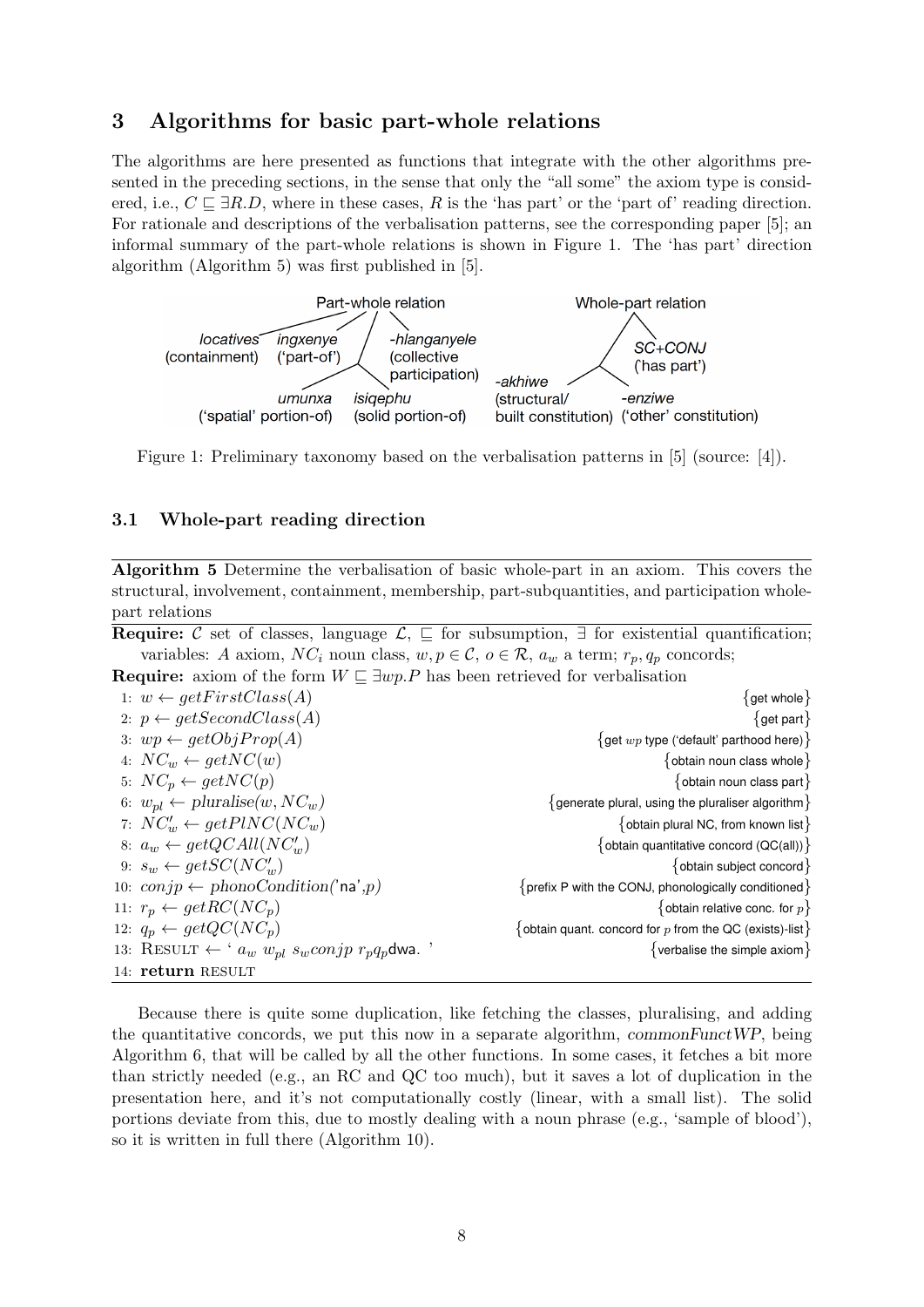## 3 Algorithms for basic part-whole relations

The algorithms are here presented as functions that integrate with the other algorithms presented in the preceding sections, in the sense that only the "all some" the axiom type is considered, i.e., $C \sqsubseteq \exists R.D$, where in these cases, $R$ is the 'has part' or the 'part of' reading direction. For rationale and descriptions of the verbalisation patterns, see the corresponding paper [5]; an informal summary of the part-whole relations is shown in Figure 1. The 'has part' direction algorithm (Algorithm 5) was first published in [5].

Part-whole relation: *locatives* (containment); *ingxenye* ('part-of'); *-hlanganyele* (collective participation); *umunxa* ('spatial' portion-of); *isiqephu* (solid portion-of)

Whole-part relation: *SC+CONJ* ('has part'); *-akhiwe* (structural/ built constitution); *-enziwe* ('other' constitution)

Figure 1: Preliminary taxonomy based on the verbalisation patterns in [5] (source: [4]).

### 3.1 Whole-part reading direction

**Algorithm 5** Determine the verbalisation of basic whole-part in an axiom. This covers the structural, involvement, containment, membership, part-subquantities, and participation whole-part relations

**Require:** $\mathcal{C}$ set of classes, language $\mathcal{L}$, $\sqsubseteq$ for subsumption, $\exists$ for existential quantification; variables: $A$ axiom, $NC_i$ noun class, $w, p \in \mathcal{C}$, $o \in \mathcal{R}$, $a_w$ a term; $r_p, q_p$ concords;
**Require:** axiom of the form $W \sqsubseteq \exists wp.P$ has been retrieved for verbalisation

1: $w \leftarrow getFirstClass(A)$ {get whole}
2: $p \leftarrow getSecondClass(A)$ {get part}
3: $wp \leftarrow getObjProp(A)$ {get $wp$ type ('default' parthood here)}
4: $NC_w \leftarrow getNC(w)$ {obtain noun class whole}
5: $NC_p \leftarrow getNC(p)$ {obtain noun class part}
6: $w_{pl} \leftarrow pluralise(w, NC_w)$ {generate plural, using the pluraliser algorithm}
7: $NC'_w \leftarrow getPlNC(NC_w)$ {obtain plural NC, from known list}
8: $a_w \leftarrow getQCAll(NC'_w)$ {obtain quantitative concord (QC(all))}
9: $s_w \leftarrow getSC(NC'_w)$ {obtain subject concord}
10: $conjp \leftarrow phonoCondition($'na'$,p)$ {prefix P with the CONJ, phonologically conditioned}
11: $r_p \leftarrow getRC(NC_p)$ {obtain relative conc. for $p$}
12: $q_p \leftarrow getQC(NC_p)$ {obtain quant. concord for $p$ from the QC (exists)-list}
13: RESULT ← ' $a_w$ $w_{pl}$ $s_w conjp$ $r_p q_p$dwa. ' {verbalise the simple axiom}
14: **return** RESULT

Because there is quite some duplication, like fetching the classes, pluralising, and adding the quantitative concords, we put this now in a separate algorithm, *commonFunctWP*, being Algorithm 6, that will be called by all the other functions. In some cases, it fetches a bit more than strictly needed (e.g., an RC and QC too much), but it saves a lot of duplication in the presentation here, and it's not computationally costly (linear, with a small list). The solid portions deviate from this, due to mostly dealing with a noun phrase (e.g., 'sample of blood'), so it is written in full there (Algorithm 10).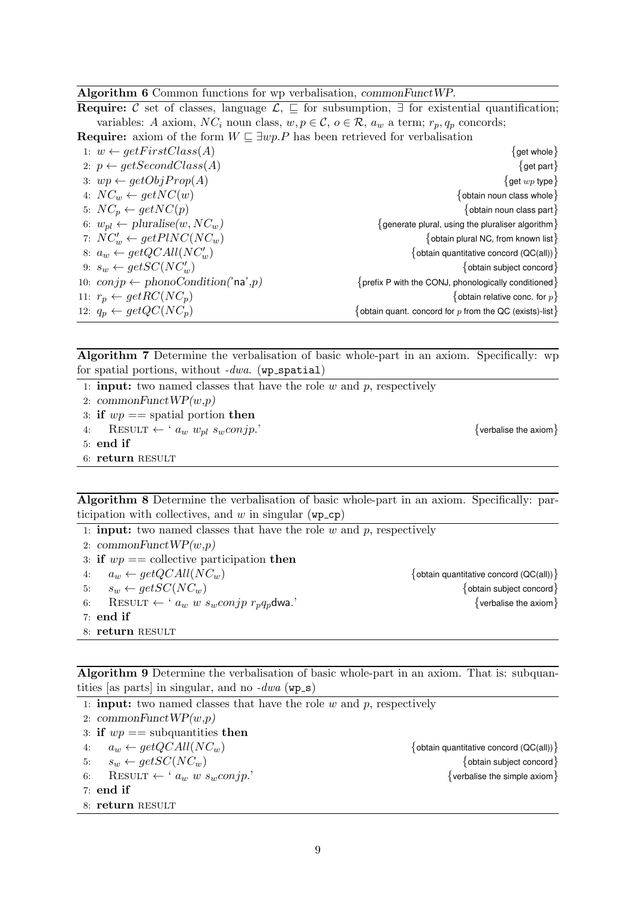**Algorithm 6** Common functions for wp verbalisation, *commonFunctWP*.

**Require:** $\mathcal{C}$ set of classes, language $\mathcal{L}$, $\sqsubseteq$ for subsumption, $\exists$ for existential quantification; variables: $A$ axiom, $NC_i$ noun class, $w, p \in \mathcal{C}$, $o \in \mathcal{R}$, $a_w$ a term; $r_p, q_p$ concords;

**Require:** axiom of the form $W \sqsubseteq \exists wp.P$ has been retrieved for verbalisation

1: $w \leftarrow getFirstClass(A)$ {get whole}
2: $p \leftarrow getSecondClass(A)$ {get part}
3: $wp \leftarrow getObjProp(A)$ {get $wp$ type}
4: $NC_w \leftarrow getNC(w)$ {obtain noun class whole}
5: $NC_p \leftarrow getNC(p)$ {obtain noun class part}
6: $w_{pl} \leftarrow pluralise(w, NC_w)$ {generate plural, using the pluraliser algorithm}
7: $NC'_w \leftarrow getPlNC(NC_w)$ {obtain plural NC, from known list}
8: $a_w \leftarrow getQCAll(NC'_w)$ {obtain quantitative concord (QC(all))}
9: $s_w \leftarrow getSC(NC'_w)$ {obtain subject concord}
10: $conjp \leftarrow phonoCondition(\text{'na'},p)$ {prefix P with the CONJ, phonologically conditioned}
11: $r_p \leftarrow getRC(NC_p)$ {obtain relative conc. for $p$}
12: $q_p \leftarrow getQC(NC_p)$ {obtain quant. concord for $p$ from the QC (exists)-list}

**Algorithm 7** Determine the verbalisation of basic whole-part in an axiom. Specifically: wp for spatial portions, without *-dwa*. (`wp_spatial`)

1: **input:** two named classes that have the role $w$ and $p$, respectively
2: *commonFunctWP(w,p)*
3: **if** $wp ==$ spatial portion **then**
4: RESULT $\leftarrow$ ' $a_w$ $w_{pl}$ $s_w conjp$.' {verbalise the axiom}
5: **end if**
6: **return** RESULT

**Algorithm 8** Determine the verbalisation of basic whole-part in an axiom. Specifically: participation with collectives, and $w$ in singular (`wp_cp`)

1: **input:** two named classes that have the role $w$ and $p$, respectively
2: *commonFunctWP(w,p)*
3: **if** $wp ==$ collective participation **then**
4: $a_w \leftarrow getQCAll(NC_w)$ {obtain quantitative concord (QC(all))}
5: $s_w \leftarrow getSC(NC_w)$ {obtain subject concord}
6: RESULT $\leftarrow$ ' $a_w$ $w$ $s_w conjp$ $r_p q_p$dwa.' {verbalise the axiom}
7: **end if**
8: **return** RESULT

**Algorithm 9** Determine the verbalisation of basic whole-part in an axiom. That is: subquantities [as parts] in singular, and no *-dwa* (`wp_s`)

1: **input:** two named classes that have the role $w$ and $p$, respectively
2: *commonFunctWP(w,p)*
3: **if** $wp ==$ subquantities **then**
4: $a_w \leftarrow getQCAll(NC_w)$ {obtain quantitative concord (QC(all))}
5: $s_w \leftarrow getSC(NC_w)$ {obtain subject concord}
6: RESULT $\leftarrow$ ' $a_w$ $w$ $s_w conjp$.' {verbalise the simple axiom}
7: **end if**
8: **return** RESULT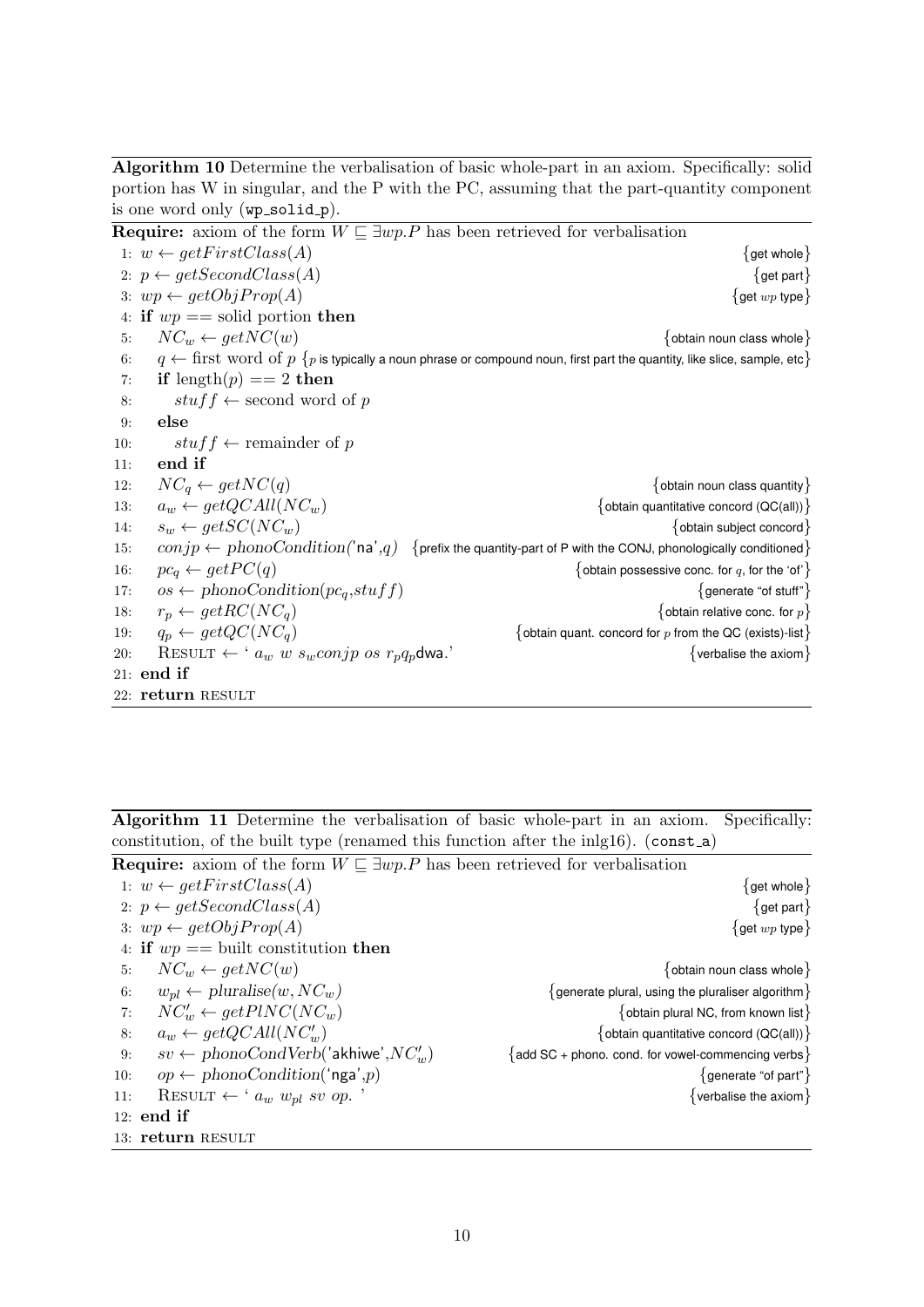**Algorithm 10** Determine the verbalisation of basic whole-part in an axiom. Specifically: solid portion has W in singular, and the P with the PC, assuming that the part-quantity component is one word only (`wp_solid_p`).

**Require:** axiom of the form $W \sqsubseteq \exists wp.P$ has been retrieved for verbalisation

```
 1: w ← getFirstClass(A)                                   {get whole}
 2: p ← getSecondClass(A)                                  {get part}
 3: wp ← getObjProp(A)                                     {get wp type}
 4: if wp == solid portion then
 5:     NC_w ← getNC(w)                                    {obtain noun class whole}
 6:     q ← first word of p {p is typically a noun phrase or compound noun, first part the quantity, like slice, sample, etc}
 7:     if length(p) == 2 then
 8:         stuff ← second word of p
 9:     else
10:         stuff ← remainder of p
11:     end if
12:     NC_q ← getNC(q)                                    {obtain noun class quantity}
13:     a_w ← getQCAll(NC_w)                               {obtain quantitative concord (QC(all))}
14:     s_w ← getSC(NC_w)                                  {obtain subject concord}
15:     conjp ← phonoCondition('na',q)  {prefix the quantity-part of P with the CONJ, phonologically conditioned}
16:     pc_q ← getPC(q)                                    {obtain possessive conc. for q, for the 'of'}
17:     os ← phonoCondition(pc_q,stuff)                    {generate "of stuff"}
18:     r_p ← getRC(NC_q)                                  {obtain relative conc. for p}
19:     q_p ← getQC(NC_q)                                  {obtain quant. concord for p from the QC (exists)-list}
20:     RESULT ← ' a_w w s_w conjp os r_p q_p dwa.'        {verbalise the axiom}
21: end if
22: return RESULT
```

**Algorithm 11** Determine the verbalisation of basic whole-part in an axiom. Specifically: constitution, of the built type (renamed this function after the inlg16). (`const_a`)

**Require:** axiom of the form $W \sqsubseteq \exists wp.P$ has been retrieved for verbalisation

```
 1: w ← getFirstClass(A)                                   {get whole}
 2: p ← getSecondClass(A)                                  {get part}
 3: wp ← getObjProp(A)                                     {get wp type}
 4: if wp == built constitution then
 5:     NC_w ← getNC(w)                                    {obtain noun class whole}
 6:     w_pl ← pluralise(w, NC_w)                          {generate plural, using the pluraliser algorithm}
 7:     NC'_w ← getPlNC(NC_w)                              {obtain plural NC, from known list}
 8:     a_w ← getQCAll(NC'_w)                              {obtain quantitative concord (QC(all))}
 9:     sv ← phonoCondVerb('akhiwe',NC'_w)                 {add SC + phono. cond. for vowel-commencing verbs}
10:     op ← phonoCondition('nga',p)                       {generate "of part"}
11:     RESULT ← ' a_w w_pl sv op. '                       {verbalise the axiom}
12: end if
13: return RESULT
```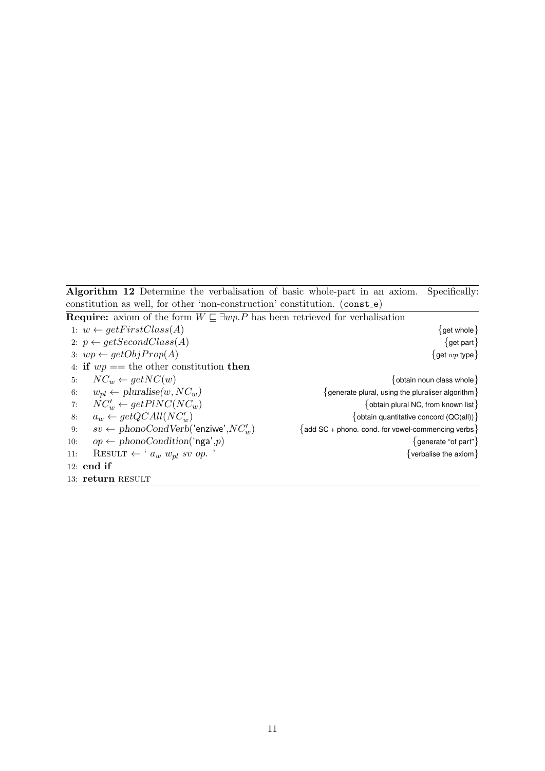**Algorithm 12** Determine the verbalisation of basic whole-part in an axiom. Specifically: constitution as well, for other 'non-construction' constitution. (`const_e`)

**Require:** axiom of the form $W \sqsubseteq \exists wp.P$ has been retrieved for verbalisation

1: $w \leftarrow getFirstClass(A)$ {get whole}
2: $p \leftarrow getSecondClass(A)$ {get part}
3: $wp \leftarrow getObjProp(A)$ {get $wp$ type}
4: **if** $wp ==$ the other constitution **then**
5: $\quad NC_w \leftarrow getNC(w)$ {obtain noun class whole}
6: $\quad w_{pl} \leftarrow pluralise(w, NC_w)$ {generate plural, using the pluraliser algorithm}
7: $\quad NC'_w \leftarrow getPlNC(NC_w)$ {obtain plural NC, from known list}
8: $\quad a_w \leftarrow getQCAll(NC'_w)$ {obtain quantitative concord (QC(all))}
9: $\quad sv \leftarrow phonoCondVerb($'enziwe'$, NC'_w)$ {add SC + phono. cond. for vowel-commencing verbs}
10: $\quad op \leftarrow phonoCondition($'nga'$, p)$ {generate "of part"}
11: $\quad$ RESULT $\leftarrow$ ' $a_w$ $w_{pl}$ $sv$ $op$. ' {verbalise the axiom}
12: **end if**
13: **return** RESULT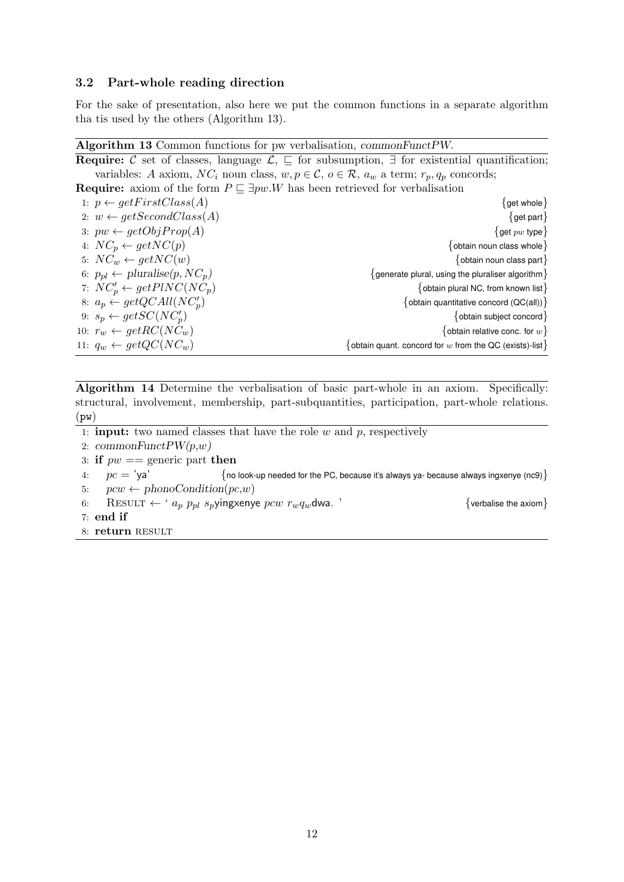### 3.2 Part-whole reading direction

For the sake of presentation, also here we put the common functions in a separate algorithm tha tis used by the others (Algorithm 13).

**Algorithm 13** Common functions for pw verbalisation, *commonFunctPW*.

**Require:** $\mathcal{C}$ set of classes, language $\mathcal{L}$, $\sqsubseteq$ for subsumption, $\exists$ for existential quantification; variables: $A$ axiom, $NC_i$ noun class, $w, p \in \mathcal{C}$, $o \in \mathcal{R}$, $a_w$ a term; $r_p, q_p$ concords;

**Require:** axiom of the form $P \sqsubseteq \exists pw.W$ has been retrieved for verbalisation

```
1: p ← getFirstClass(A)                    {get whole}
2: w ← getSecondClass(A)                   {get part}
3: pw ← getObjProp(A)                      {get pw type}
4: NC_p ← getNC(p)                         {obtain noun class whole}
5: NC_w ← getNC(w)                         {obtain noun class part}
6: p_pl ← pluralise(p, NC_p)               {generate plural, using the pluraliser algorithm}
7: NC'_p ← getPlNC(NC_p)                   {obtain plural NC, from known list}
8: a_p ← getQCAll(NC'_p)                   {obtain quantitative concord (QC(all))}
9: s_p ← getSC(NC'_p)                      {obtain subject concord}
10: r_w ← getRC(NC_w)                      {obtain relative conc. for w}
11: q_w ← getQC(NC_w)                      {obtain quant. concord for w from the QC (exists)-list}
```

**Algorithm 14** Determine the verbalisation of basic part-whole in an axiom. Specifically: structural, involvement, membership, part-subquantities, participation, part-whole relations. (pw)

```
1: input: two named classes that have the role w and p, respectively
2: commonFunctPW(p,w)
3: if pw == generic part then
4:     pc = 'ya'    {no look-up needed for the PC, because it's always ya- because always ingxenye (nc9)}
5:     pcw ← phonoCondition(pc,w)
6:     RESULT ← ' a_p p_pl s_p yingxenye pcw r_w q_w dwa. '    {verbalise the axiom}
7: end if
8: return RESULT
```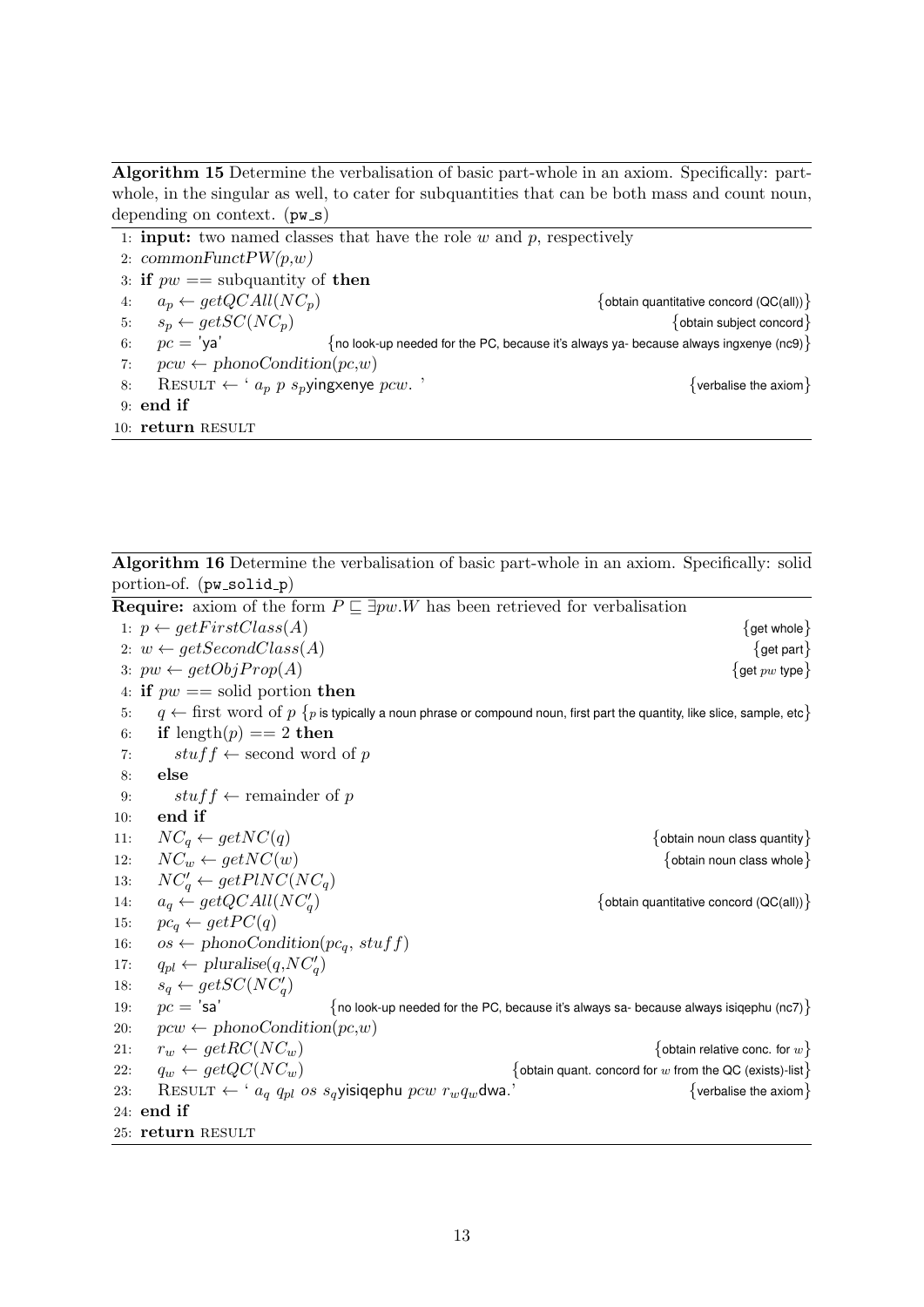**Algorithm 15** Determine the verbalisation of basic part-whole in an axiom. Specifically: part-whole, in the singular as well, to cater for subquantities that can be both mass and count noun, depending on context. (`pw_s`)

```
1: input: two named classes that have the role w and p, respectively
2: commonFunctPW(p,w)
3: if pw == subquantity of then
4:     a_p ← getQCAll(NC_p)                    {obtain quantitative concord (QC(all))}
5:     s_p ← getSC(NC_p)                       {obtain subject concord}
6:     pc = 'ya'       {no look-up needed for the PC, because it's always ya- because always ingxenye (nc9)}
7:     pcw ← phonoCondition(pc,w)
8:     RESULT ← ' a_p p s_p yingxenye pcw. '   {verbalise the axiom}
9: end if
10: return RESULT
```

**Algorithm 16** Determine the verbalisation of basic part-whole in an axiom. Specifically: solid portion-of. (`pw_solid_p`)

```
Require: axiom of the form P ⊑ ∃pw.W has been retrieved for verbalisation
1: p ← getFirstClass(A)                        {get whole}
2: w ← getSecondClass(A)                       {get part}
3: pw ← getObjProp(A)                          {get pw type}
4: if pw == solid portion then
5:     q ← first word of p {p is typically a noun phrase or compound noun, first part the quantity, like slice, sample, etc}
6:     if length(p) == 2 then
7:         stuff ← second word of p
8:     else
9:         stuff ← remainder of p
10:    end if
11:    NC_q ← getNC(q)                         {obtain noun class quantity}
12:    NC_w ← getNC(w)                         {obtain noun class whole}
13:    NC'_q ← getPlNC(NC_q)
14:    a_q ← getQCAll(NC'_q)                   {obtain quantitative concord (QC(all))}
15:    pc_q ← getPC(q)
16:    os ← phonoCondition(pc_q, stuff)
17:    q_pl ← pluralise(q,NC'_q)
18:    s_q ← getSC(NC'_q)
19:    pc = 'sa'       {no look-up needed for the PC, because it's always sa- because always isiqephu (nc7)}
20:    pcw ← phonoCondition(pc,w)
21:    r_w ← getRC(NC_w)                       {obtain relative conc. for w}
22:    q_w ← getQC(NC_w)                       {obtain quant. concord for w from the QC (exists)-list}
23:    RESULT ← ' a_q q_pl os s_q yisiqephu pcw r_w q_w dwa.'   {verbalise the axiom}
24: end if
25: return RESULT
```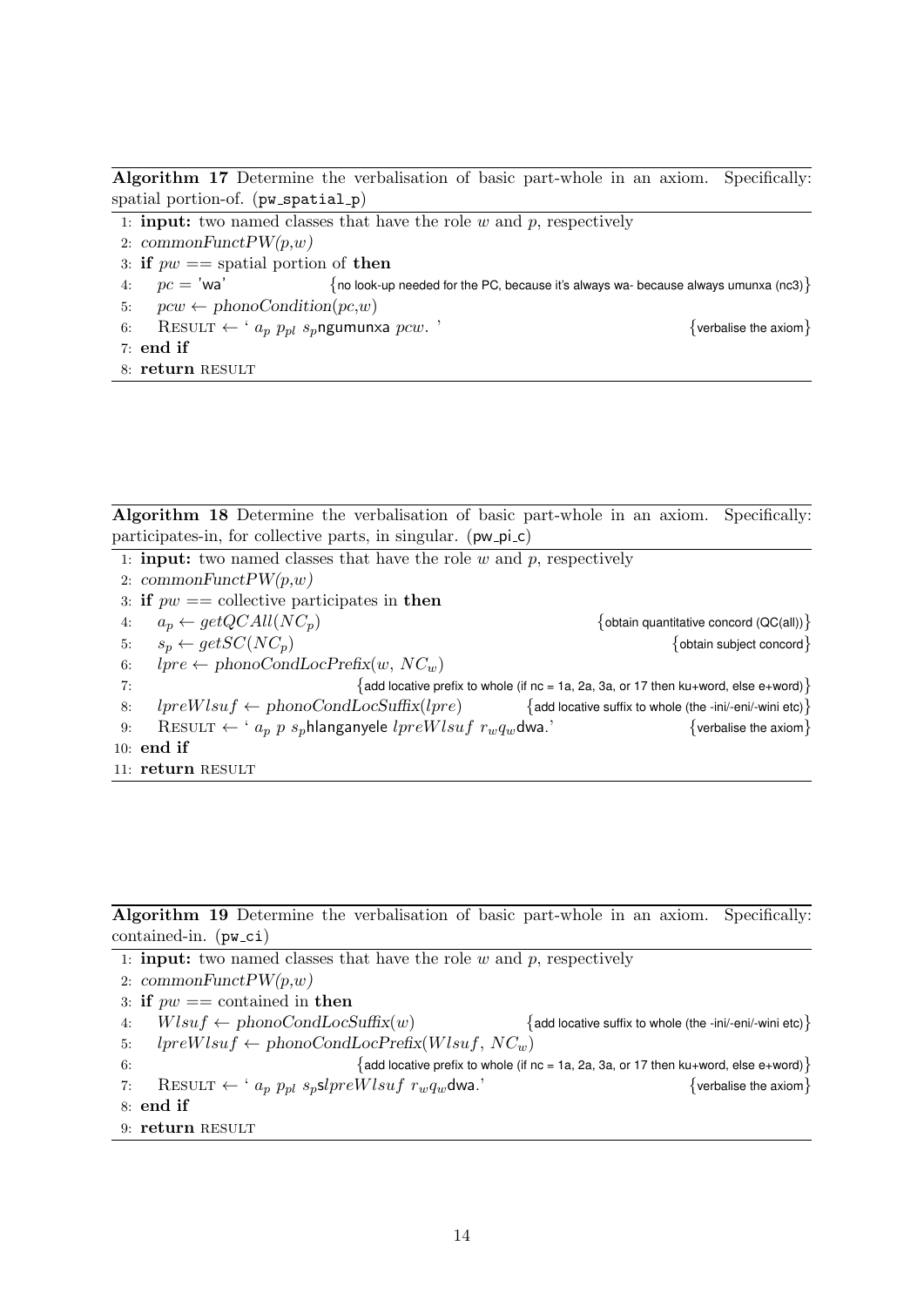**Algorithm 17** Determine the verbalisation of basic part-whole in an axiom. Specifically: spatial portion-of. (`pw_spatial_p`)

```
1: input: two named classes that have the role w and p, respectively
2: commonFunctPW(p,w)
3: if pw == spatial portion of then
4:     pc = 'wa'                {no look-up needed for the PC, because it's always wa- because always umunxa (nc3)}
5:     pcw ← phonoCondition(pc,w)
6:     RESULT ← ' a_p p_pl s_pngumunxa pcw. '                                        {verbalise the axiom}
7: end if
8: return RESULT
```

**Algorithm 18** Determine the verbalisation of basic part-whole in an axiom. Specifically: participates-in, for collective parts, in singular. (`pw_pi_c`)

```
1: input: two named classes that have the role w and p, respectively
2: commonFunctPW(p,w)
3: if pw == collective participates in then
4:     a_p ← getQCAll(NC_p)                                  {obtain quantitative concord (QC(all))}
5:     s_p ← getSC(NC_p)                                                   {obtain subject concord}
6:     lpre ← phonoCondLocPrefix(w, NC_w)
7:                                {add locative prefix to whole (if nc = 1a, 2a, 3a, or 17 then ku+word, else e+word)}
8:     lpreWlsuf ← phonoCondLocSuffix(lpre)       {add locative suffix to whole (the -ini/-eni/-wini etc)}
9:     RESULT ← ' a_p p s_phlanganyele lpreWlsuf r_wq_wdwa.'                 {verbalise the axiom}
10: end if
11: return RESULT
```

**Algorithm 19** Determine the verbalisation of basic part-whole in an axiom. Specifically: contained-in. (`pw_ci`)

```
1: input: two named classes that have the role w and p, respectively
2: commonFunctPW(p,w)
3: if pw == contained in then
4:     Wlsuf ← phonoCondLocSuffix(w)              {add locative suffix to whole (the -ini/-eni/-wini etc)}
5:     lpreWlsuf ← phonoCondLocPrefix(Wlsuf, NC_w)
6:                                {add locative prefix to whole (if nc = 1a, 2a, 3a, or 17 then ku+word, else e+word)}
7:     RESULT ← ' a_p p_pl s_pslpreWlsuf r_wq_wdwa.'                         {verbalise the axiom}
8: end if
9: return RESULT
```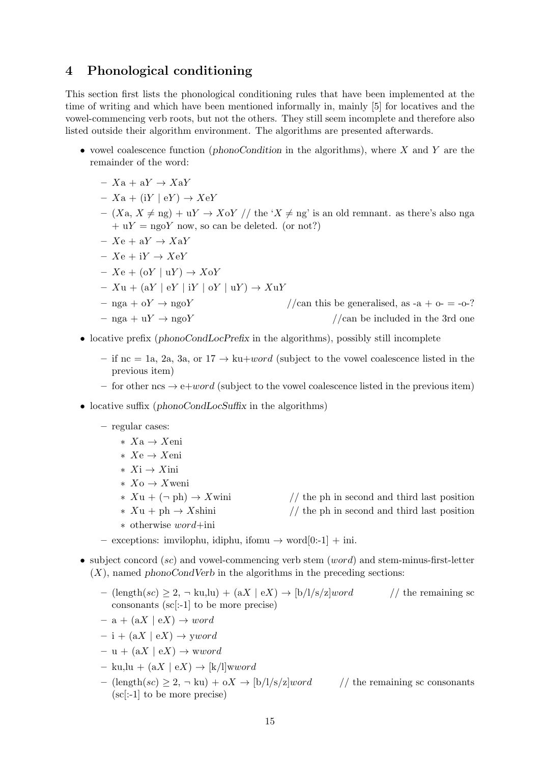## 4 Phonological conditioning

This section first lists the phonological conditioning rules that have been implemented at the time of writing and which have been mentioned informally in, mainly [5] for locatives and the vowel-commencing verb roots, but not the others. They still seem incomplete and therefore also listed outside their algorithm environment. The algorithms are presented afterwards.

- vowel coalescence function (*phonoCondition* in the algorithms), where $X$ and $Y$ are the remainder of the word:
  - $X$a + a$Y$ → $X$a$Y$
  - $X$a + (i$Y$ | e$Y$) → $X$e$Y$
  - ($X$a, $X \neq$ ng) + u$Y$ → $X$o$Y$ // the '$X \neq$ ng' is an old remnant. as there's also nga + u$Y$ = ngo$Y$ now, so can be deleted. (or not?)
  - $X$e + a$Y$ → $X$a$Y$
  - $X$e + i$Y$ → $X$e$Y$
  - $X$e + (o$Y$ | u$Y$) → $X$o$Y$
  - $X$u + (a$Y$ | e$Y$ | i$Y$ | o$Y$ | u$Y$) → $X$u$Y$
  - nga + o$Y$ → ngo$Y$ //can this be generalised, as -a + o- = -o-?
  - nga + u$Y$ → ngo$Y$ //can be included in the 3rd one
- locative prefix (*phonoCondLocPrefix* in the algorithms), possibly still incomplete
  - if nc = 1a, 2a, 3a, or 17 → ku+*word* (subject to the vowel coalescence listed in the previous item)
  - for other ncs → e+*word* (subject to the vowel coalescence listed in the previous item)
- locative suffix (*phonoCondLocSuffix* in the algorithms)
  - regular cases:
    - $X$a → $X$eni
    - $X$e → $X$eni
    - $X$i → $X$ini
    - $X$o → $X$weni
    - $X$u + (¬ ph) → $X$wini // the ph in second and third last position
    - $X$u + ph → $X$shini // the ph in second and third last position
    - otherwise *word*+ini
  - exceptions: imvilophu, idiphu, ifomu → word[0:-1] + ini.
- subject concord (*sc*) and vowel-commencing verb stem (*word*) and stem-minus-first-letter ($X$), named *phonoCondVerb* in the algorithms in the preceding sections:
  - (length(*sc*) ≥ 2, ¬ ku,lu) + (a$X$ | e$X$) → [b/l/s/z]*word* // the remaining sc consonants (sc[:-1] to be more precise)
  - a + (a$X$ | e$X$) → *word*
  - i + (a$X$ | e$X$) → y*word*
  - u + (a$X$ | e$X$) → w*word*
  - ku,lu + (a$X$ | e$X$) → [k/l]w*word*
  - (length(*sc*) ≥ 2, ¬ ku) + o$X$ → [b/l/s/z]*word* // the remaining sc consonants (sc[:-1] to be more precise)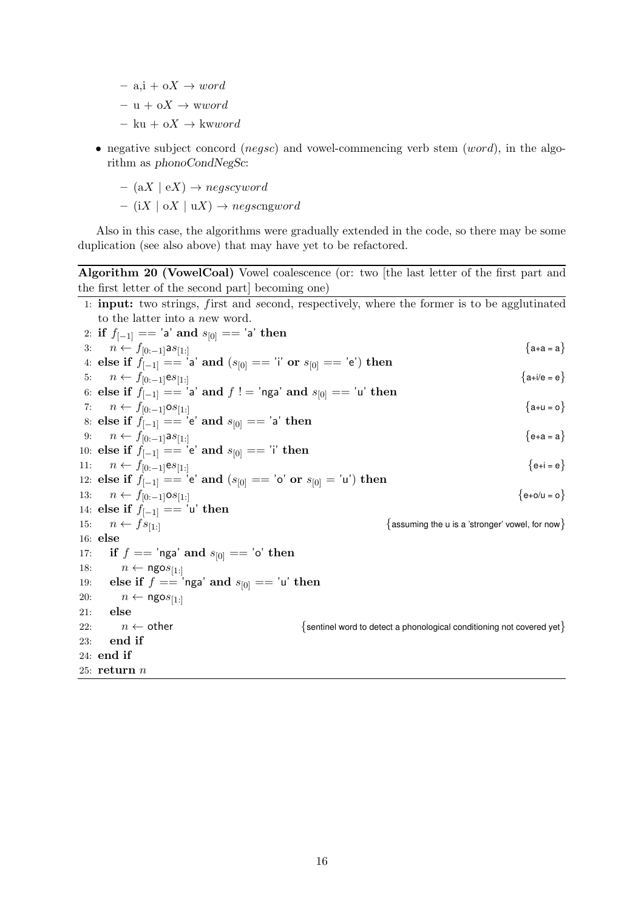- a,i + o$X$ → *word*
  - u + o$X$ → w*word*
  - ku + o$X$ → kw*word*

- negative subject concord (*negsc*) and vowel-commencing verb stem (*word*), in the algorithm as *phonoCondNegSc*:
  - (a$X$ | e$X$) → *negsc*y*word*
  - (i$X$ | o$X$ | u$X$) → *negsc*ng*word*

Also in this case, the algorithms were gradually extended in the code, so there may be some duplication (see also above) that may have yet to be refactored.

**Algorithm 20 (VowelCoal)** Vowel coalescence (or: two [the last letter of the first part and the first letter of the second part] becoming one)

```
1: input: two strings, first and second, respectively, where the former is to be agglutinated
   to the latter into a new word.
2: if f[-1] == 'a' and s[0] == 'a' then
3:    n ← f[0:-1] a s[1:]                                         {a+a = a}
4: else if f[-1] == 'a' and (s[0] == 'i' or s[0] == 'e') then
5:    n ← f[0:-1] e s[1:]                                         {a+i/e = e}
6: else if f[-1] == 'a' and f != 'nga' and s[0] == 'u' then
7:    n ← f[0:-1] o s[1:]                                         {a+u = o}
8: else if f[-1] == 'e' and s[0] == 'a' then
9:    n ← f[0:-1] a s[1:]                                         {e+a = a}
10: else if f[-1] == 'e' and s[0] == 'i' then
11:    n ← f[0:-1] e s[1:]                                        {e+i = e}
12: else if f[-1] == 'e' and (s[0] == 'o' or s[0] = 'u') then
13:    n ← f[0:-1] o s[1:]                                        {e+o/u = o}
14: else if f[-1] == 'u' then
15:    n ← f s[1:]                {assuming the u is a 'stronger' vowel, for now}
16: else
17:    if f == 'nga' and s[0] == 'o' then
18:       n ← ngo s[1:]
19:    else if f == 'nga' and s[0] == 'u' then
20:       n ← ngo s[1:]
21:    else
22:       n ← other   {sentinel word to detect a phonological conditioning not covered yet}
23:    end if
24: end if
25: return n
```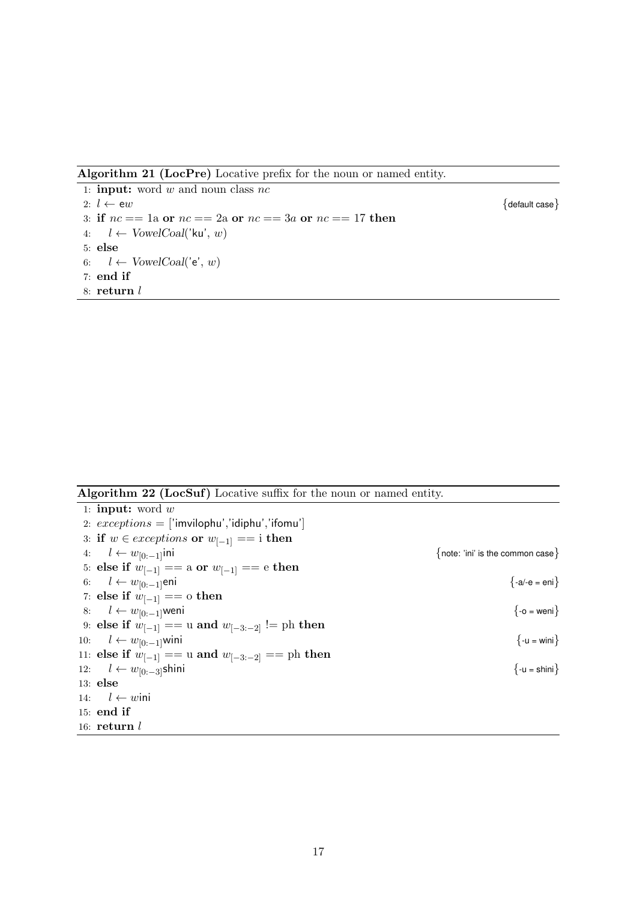**Algorithm 21 (LocPre)** Locative prefix for the noun or named entity.

```
1: input: word w and noun class nc
2: l ← ew                                              {default case}
3: if nc == 1a or nc == 2a or nc == 3a or nc == 17 then
4:     l ← VowelCoal('ku', w)
5: else
6:     l ← VowelCoal('e', w)
7: end if
8: return l
```

**Algorithm 22 (LocSuf)** Locative suffix for the noun or named entity.

```
1: input: word w
2: exceptions = ['imvilophu','idiphu','ifomu']
3: if w ∈ exceptions or w[-1] == i then
4:     l ← w[0:-1]ini                                  {note: 'ini' is the common case}
5: else if w[-1] == a or w[-1] == e then
6:     l ← w[0:-1]eni                                  {-a/-e = eni}
7: else if w[-1] == o then
8:     l ← w[0:-1]weni                                 {-o = weni}
9: else if w[-1] == u and w[-3:-2] != ph then
10:    l ← w[0:-1]wini                                 {-u = wini}
11: else if w[-1] == u and w[-3:-2] == ph then
12:    l ← w[0:-3]shini                                {-u = shini}
13: else
14:    l ← wini
15: end if
16: return l
```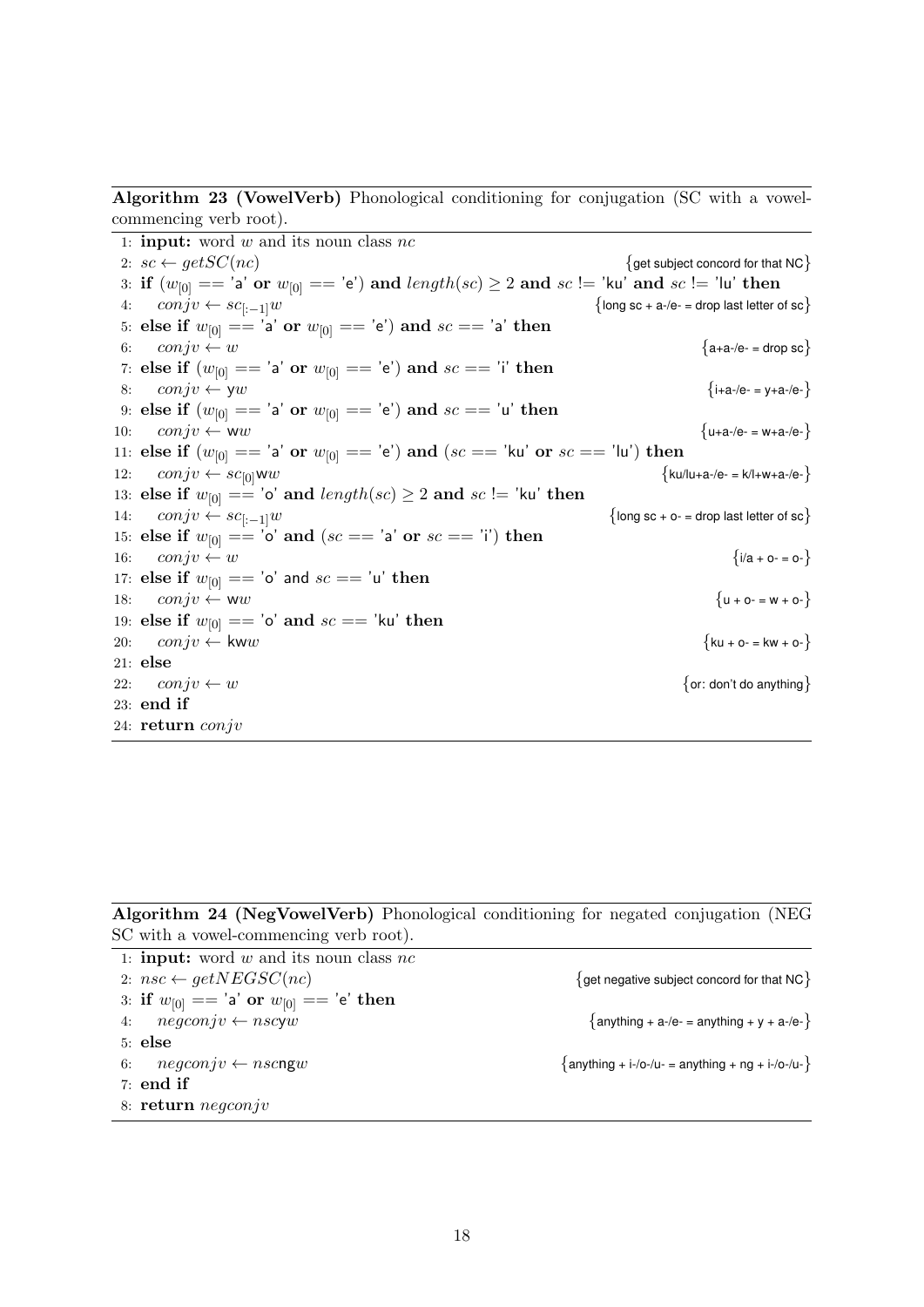**Algorithm 23 (VowelVerb)** Phonological conditioning for conjugation (SC with a vowel-commencing verb root).

```
1: input: word w and its noun class nc
2: sc ← getSC(nc)                                                   {get subject concord for that NC}
3: if (w[0] == 'a' or w[0] == 'e') and length(sc) ≥ 2 and sc != 'ku' and sc != 'lu' then
4:     conjv ← sc[:-1]w                                             {long sc + a-/e- = drop last letter of sc}
5: else if w[0] == 'a' or w[0] == 'e') and sc == 'a' then
6:     conjv ← w                                                    {a+a-/e- = drop sc}
7: else if (w[0] == 'a' or w[0] == 'e') and sc == 'i' then
8:     conjv ← yw                                                   {i+a-/e- = y+a-/e-}
9: else if (w[0] == 'a' or w[0] == 'e') and sc == 'u' then
10:    conjv ← ww                                                   {u+a-/e- = w+a-/e-}
11: else if (w[0] == 'a' or w[0] == 'e') and (sc == 'ku' or sc == 'lu') then
12:    conjv ← sc[0]ww                                              {ku/lu+a-/e- = k/l+w+a-/e-}
13: else if w[0] == 'o' and length(sc) ≥ 2 and sc != 'ku' then
14:    conjv ← sc[:-1]w                                             {long sc + o- = drop last letter of sc}
15: else if w[0] == 'o' and (sc == 'a' or sc == 'i') then
16:    conjv ← w                                                    {i/a + o- = o-}
17: else if w[0] == 'o' and sc == 'u' then
18:    conjv ← ww                                                   {u + o- = w + o-}
19: else if w[0] == 'o' and sc == 'ku' then
20:    conjv ← kww                                                  {ku + o- = kw + o-}
21: else
22:    conjv ← w                                                    {or: don't do anything}
23: end if
24: return conjv
```

**Algorithm 24 (NegVowelVerb)** Phonological conditioning for negated conjugation (NEG SC with a vowel-commencing verb root).

```
1: input: word w and its noun class nc
2: nsc ← getNEGSC(nc)                                  {get negative subject concord for that NC}
3: if w[0] == 'a' or w[0] == 'e' then
4:     negconjv ← nscyw                                 {anything + a-/e- = anything + y + a-/e-}
5: else
6:     negconjv ← nscngw                                {anything + i-/o-/u- = anything + ng + i-/o-/u-}
7: end if
8: return negconjv
```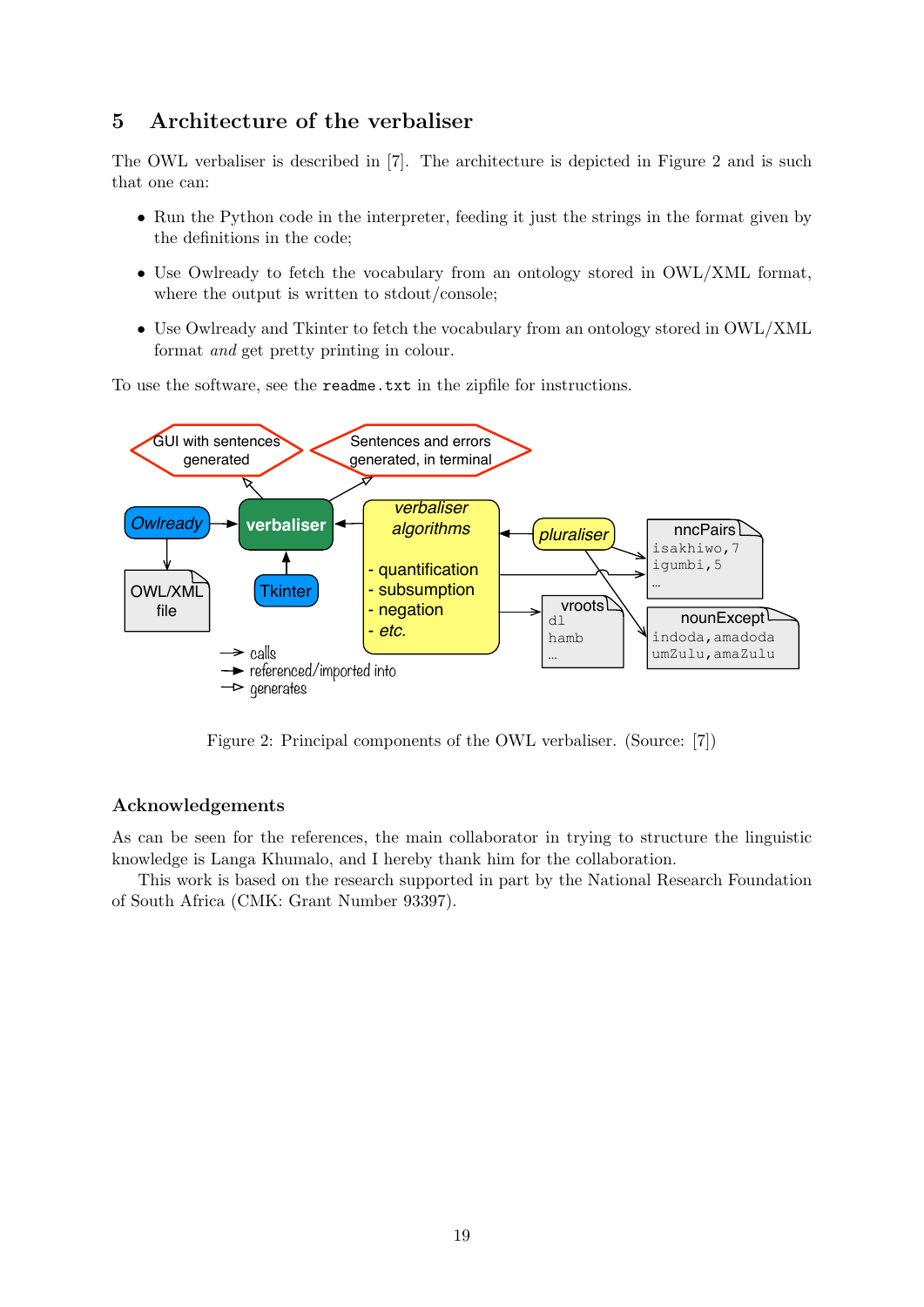## 5 Architecture of the verbaliser

The OWL verbaliser is described in [7]. The architecture is depicted in Figure 2 and is such that one can:

- Run the Python code in the interpreter, feeding it just the strings in the format given by the definitions in the code;
- Use Owlready to fetch the vocabulary from an ontology stored in OWL/XML format, where the output is written to stdout/console;
- Use Owlready and Tkinter to fetch the vocabulary from an ontology stored in OWL/XML format *and* get pretty printing in colour.

To use the software, see the `readme.txt` in the zipfile for instructions.

Figure 2: Principal components of the OWL verbaliser. (Source: [7])

### Acknowledgements

As can be seen for the references, the main collaborator in trying to structure the linguistic knowledge is Langa Khumalo, and I hereby thank him for the collaboration.

This work is based on the research supported in part by the National Research Foundation of South Africa (CMK: Grant Number 93397).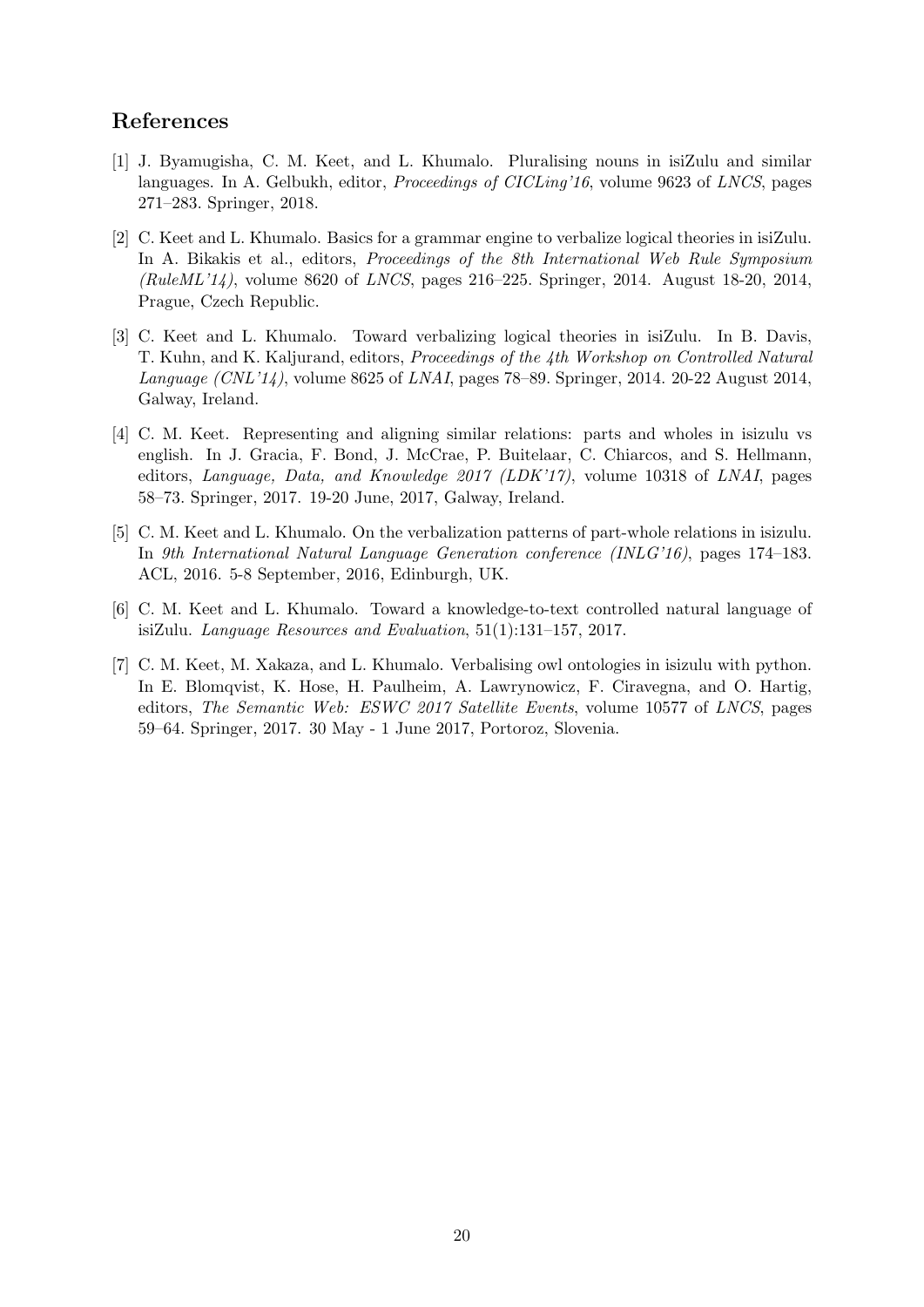## References

[1] J. Byamugisha, C. M. Keet, and L. Khumalo. Pluralising nouns in isiZulu and similar languages. In A. Gelbukh, editor, *Proceedings of CICLing'16*, volume 9623 of *LNCS*, pages 271–283. Springer, 2018.

[2] C. Keet and L. Khumalo. Basics for a grammar engine to verbalize logical theories in isiZulu. In A. Bikakis et al., editors, *Proceedings of the 8th International Web Rule Symposium (RuleML'14)*, volume 8620 of *LNCS*, pages 216–225. Springer, 2014. August 18-20, 2014, Prague, Czech Republic.

[3] C. Keet and L. Khumalo. Toward verbalizing logical theories in isiZulu. In B. Davis, T. Kuhn, and K. Kaljurand, editors, *Proceedings of the 4th Workshop on Controlled Natural Language (CNL'14)*, volume 8625 of *LNAI*, pages 78–89. Springer, 2014. 20-22 August 2014, Galway, Ireland.

[4] C. M. Keet. Representing and aligning similar relations: parts and wholes in isizulu vs english. In J. Gracia, F. Bond, J. McCrae, P. Buitelaar, C. Chiarcos, and S. Hellmann, editors, *Language, Data, and Knowledge 2017 (LDK'17)*, volume 10318 of *LNAI*, pages 58–73. Springer, 2017. 19-20 June, 2017, Galway, Ireland.

[5] C. M. Keet and L. Khumalo. On the verbalization patterns of part-whole relations in isizulu. In *9th International Natural Language Generation conference (INLG'16)*, pages 174–183. ACL, 2016. 5-8 September, 2016, Edinburgh, UK.

[6] C. M. Keet and L. Khumalo. Toward a knowledge-to-text controlled natural language of isiZulu. *Language Resources and Evaluation*, 51(1):131–157, 2017.

[7] C. M. Keet, M. Xakaza, and L. Khumalo. Verbalising owl ontologies in isizulu with python. In E. Blomqvist, K. Hose, H. Paulheim, A. Lawrynowicz, F. Ciravegna, and O. Hartig, editors, *The Semantic Web: ESWC 2017 Satellite Events*, volume 10577 of *LNCS*, pages 59–64. Springer, 2017. 30 May - 1 June 2017, Portoroz, Slovenia.